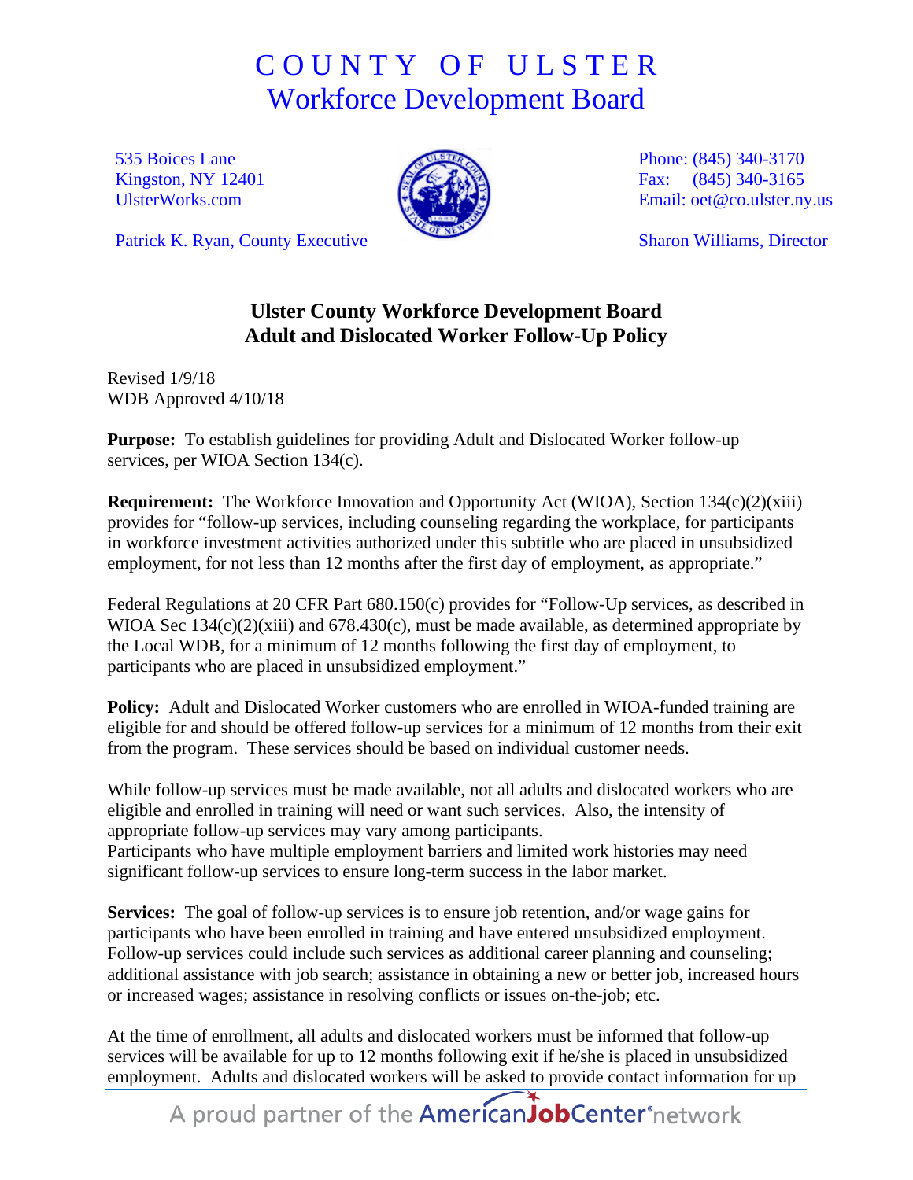# COUNTY OF ULSTER
## Workforce Development Board

535 Boices Lane
Kingston, NY 12401
UlsterWorks.com

Patrick K. Ryan, County Executive

Phone: (845) 340-3170
Fax: (845) 340-3165
Email: oet@co.ulster.ny.us

Sharon Williams, Director

## Ulster County Workforce Development Board
## Adult and Dislocated Worker Follow-Up Policy

Revised 1/9/18
WDB Approved 4/10/18

**Purpose:** To establish guidelines for providing Adult and Dislocated Worker follow-up services, per WIOA Section 134(c).

**Requirement:** The Workforce Innovation and Opportunity Act (WIOA), Section 134(c)(2)(xiii) provides for "follow-up services, including counseling regarding the workplace, for participants in workforce investment activities authorized under this subtitle who are placed in unsubsidized employment, for not less than 12 months after the first day of employment, as appropriate."

Federal Regulations at 20 CFR Part 680.150(c) provides for "Follow-Up services, as described in WIOA Sec 134(c)(2)(xiii) and 678.430(c), must be made available, as determined appropriate by the Local WDB, for a minimum of 12 months following the first day of employment, to participants who are placed in unsubsidized employment."

**Policy:** Adult and Dislocated Worker customers who are enrolled in WIOA-funded training are eligible for and should be offered follow-up services for a minimum of 12 months from their exit from the program. These services should be based on individual customer needs.

While follow-up services must be made available, not all adults and dislocated workers who are eligible and enrolled in training will need or want such services. Also, the intensity of appropriate follow-up services may vary among participants.
Participants who have multiple employment barriers and limited work histories may need significant follow-up services to ensure long-term success in the labor market.

**Services:** The goal of follow-up services is to ensure job retention, and/or wage gains for participants who have been enrolled in training and have entered unsubsidized employment. Follow-up services could include such services as additional career planning and counseling; additional assistance with job search; assistance in obtaining a new or better job, increased hours or increased wages; assistance in resolving conflicts or issues on-the-job; etc.

At the time of enrollment, all adults and dislocated workers must be informed that follow-up services will be available for up to 12 months following exit if he/she is placed in unsubsidized employment. Adults and dislocated workers will be asked to provide contact information for up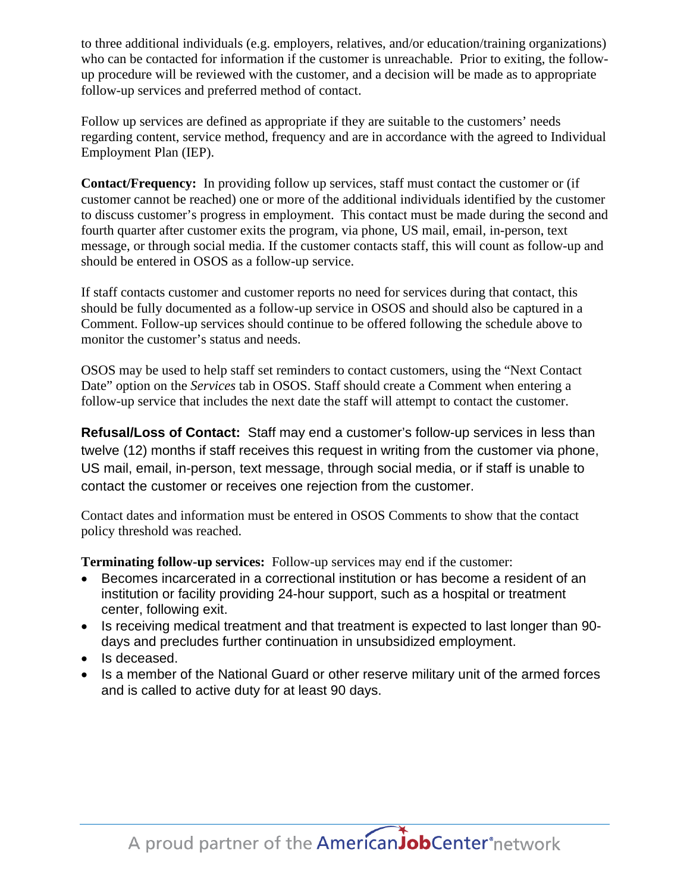to three additional individuals (e.g. employers, relatives, and/or education/training organizations) who can be contacted for information if the customer is unreachable. Prior to exiting, the follow-up procedure will be reviewed with the customer, and a decision will be made as to appropriate follow-up services and preferred method of contact.

Follow up services are defined as appropriate if they are suitable to the customers' needs regarding content, service method, frequency and are in accordance with the agreed to Individual Employment Plan (IEP).

**Contact/Frequency:** In providing follow up services, staff must contact the customer or (if customer cannot be reached) one or more of the additional individuals identified by the customer to discuss customer's progress in employment. This contact must be made during the second and fourth quarter after customer exits the program, via phone, US mail, email, in-person, text message, or through social media. If the customer contacts staff, this will count as follow-up and should be entered in OSOS as a follow-up service.

If staff contacts customer and customer reports no need for services during that contact, this should be fully documented as a follow-up service in OSOS and should also be captured in a Comment. Follow-up services should continue to be offered following the schedule above to monitor the customer's status and needs.

OSOS may be used to help staff set reminders to contact customers, using the "Next Contact Date" option on the *Services* tab in OSOS. Staff should create a Comment when entering a follow-up service that includes the next date the staff will attempt to contact the customer.

**Refusal/Loss of Contact:** Staff may end a customer's follow-up services in less than twelve (12) months if staff receives this request in writing from the customer via phone, US mail, email, in-person, text message, through social media, or if staff is unable to contact the customer or receives one rejection from the customer.

Contact dates and information must be entered in OSOS Comments to show that the contact policy threshold was reached.

**Terminating follow-up services:** Follow-up services may end if the customer:

- Becomes incarcerated in a correctional institution or has become a resident of an institution or facility providing 24-hour support, such as a hospital or treatment center, following exit.
- Is receiving medical treatment and that treatment is expected to last longer than 90-days and precludes further continuation in unsubsidized employment.
- Is deceased.
- Is a member of the National Guard or other reserve military unit of the armed forces and is called to active duty for at least 90 days.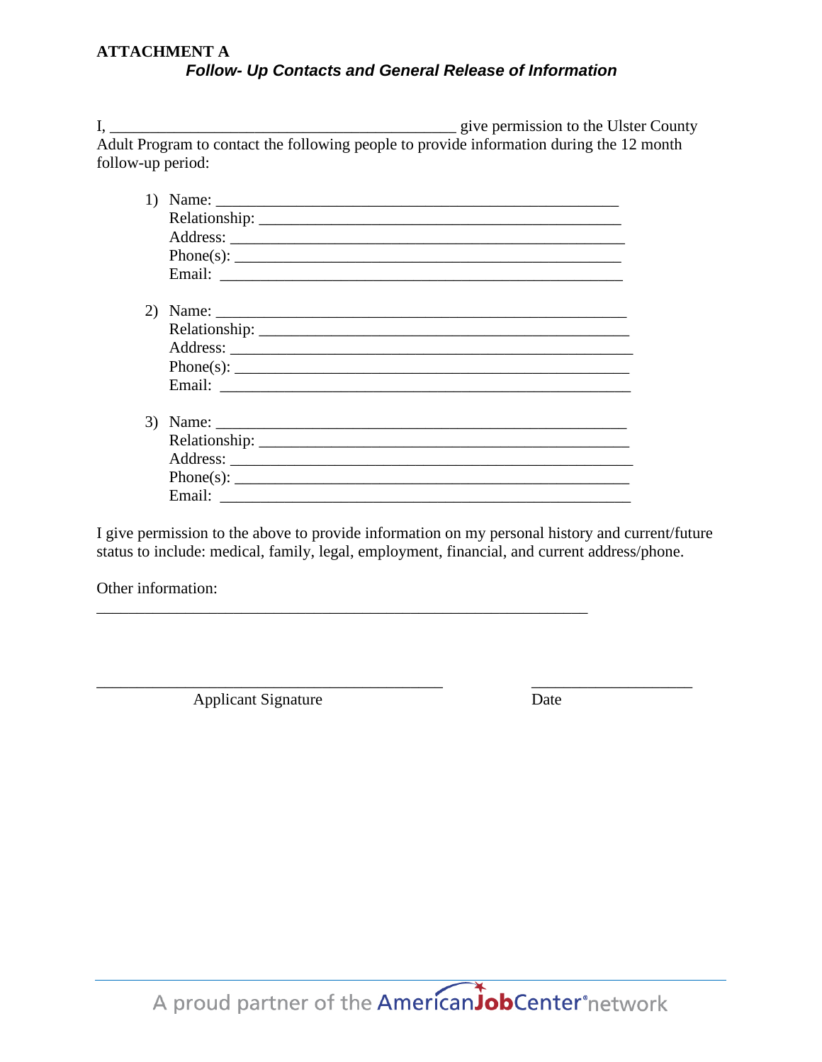**ATTACHMENT A**

***Follow- Up Contacts and General Release of Information***

I, ____________________________________________ give permission to the Ulster County Adult Program to contact the following people to provide information during the 12 month follow-up period:

1) Name: ___________________________________________________
   Relationship: _______________________________________________
   Address: ___________________________________________________
   Phone(s): __________________________________________________
   Email: _____________________________________________________

2) Name: ___________________________________________________
   Relationship: _______________________________________________
   Address: ___________________________________________________
   Phone(s): __________________________________________________
   Email: _____________________________________________________

3) Name: ___________________________________________________
   Relationship: _______________________________________________
   Address: ___________________________________________________
   Phone(s): __________________________________________________
   Email: _____________________________________________________

I give permission to the above to provide information on my personal history and current/future status to include: medical, family, legal, employment, financial, and current address/phone.

Other information:

_______________________________________________________________

_____________________________________________ ____________________

Applicant Signature Date

A proud partner of the AmericanJobCenter network